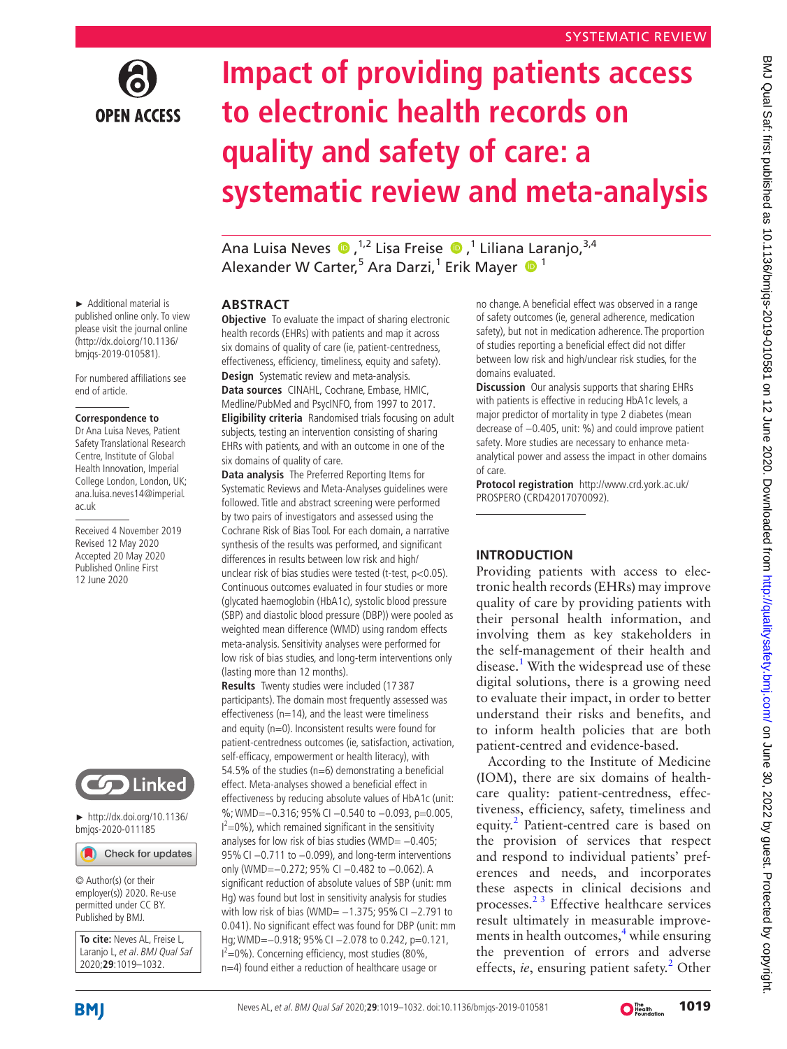SYSTEMATIC REVIEW

# Impact of providing patients access to electronic health records on quality and safety of care: a systematic review and meta-analysis

Ana Luisa Neves [1,2], Lisa Freise [1], Liliana Laranjo,[3,4] Alexander W Carter,[5] Ara Darzi,[1] Erik Mayer [1]

► Additional material is published online only. To view please visit the journal online (http://dx.doi.org/10.1136/bmjqs-2019-010581).

For numbered affiliations see end of article.

**Correspondence to**
Dr Ana Luisa Neves, Patient Safety Translational Research Centre, Institute of Global Health Innovation, Imperial College London, London, UK; ana.luisa.neves14@imperial.ac.uk

Received 4 November 2019
Revised 12 May 2020
Accepted 20 May 2020
Published Online First 12 June 2020

► http://dx.doi.org/10.1136/bmjqs-2020-011185

© Author(s) (or their employer(s)) 2020. Re-use permitted under CC BY. Published by BMJ.

**To cite:** Neves AL, Freise L, Laranjo L, *et al*. *BMJ Qual Saf* 2020;**29**:1019–1032.

## ABSTRACT

**Objective** To evaluate the impact of sharing electronic health records (EHRs) with patients and map it across six domains of quality of care (ie, patient-centredness, effectiveness, efficiency, timeliness, equity and safety).

**Design** Systematic review and meta-analysis.

**Data sources** CINAHL, Cochrane, Embase, HMIC, Medline/PubMed and PsycINFO, from 1997 to 2017.

**Eligibility criteria** Randomised trials focusing on adult subjects, testing an intervention consisting of sharing EHRs with patients, and with an outcome in one of the six domains of quality of care.

**Data analysis** The Preferred Reporting Items for Systematic Reviews and Meta-Analyses guidelines were followed. Title and abstract screening were performed by two pairs of investigators and assessed using the Cochrane Risk of Bias Tool. For each domain, a narrative synthesis of the results was performed, and significant differences in results between low risk and high/unclear risk of bias studies were tested (t-test, $p<0.05$). Continuous outcomes evaluated in four studies or more (glycated haemoglobin (HbA1c), systolic blood pressure (SBP) and diastolic blood pressure (DBP)) were pooled as weighted mean difference (WMD) using random effects meta-analysis. Sensitivity analyses were performed for low risk of bias studies, and long-term interventions only (lasting more than 12 months).

**Results** Twenty studies were included (17 387 participants). The domain most frequently assessed was effectiveness (n=14), and the least were timeliness and equity (n=0). Inconsistent results were found for patient-centredness outcomes (ie, satisfaction, activation, self-efficacy, empowerment or health literacy), with 54.5% of the studies (n=6) demonstrating a beneficial effect. Meta-analyses showed a beneficial effect in effectiveness by reducing absolute values of HbA1c (unit: %; WMD=−0.316; 95% CI −0.540 to −0.093, p=0.005, $I^2$=0%), which remained significant in the sensitivity analyses for low risk of bias studies (WMD= −0.405; 95% CI −0.711 to −0.099), and long-term interventions only (WMD=−0.272; 95% CI −0.482 to −0.062). A significant reduction of absolute values of SBP (unit: mm Hg) was found but lost in sensitivity analysis for studies with low risk of bias (WMD= −1.375; 95% CI −2.791 to 0.041). No significant effect was found for DBP (unit: mm Hg; WMD=−0.918; 95% CI −2.078 to 0.242, p=0.121, $I^2$=0%). Concerning efficiency, most studies (80%, n=4) found either a reduction of healthcare usage or no change. A beneficial effect was observed in a range of safety outcomes (ie, general adherence, medication safety), but not in medication adherence. The proportion of studies reporting a beneficial effect did not differ between low risk and high/unclear risk studies, for the domains evaluated.

**Discussion** Our analysis supports that sharing EHRs with patients is effective in reducing HbA1c levels, a major predictor of mortality in type 2 diabetes (mean decrease of −0.405, unit: %) and could improve patient safety. More studies are necessary to enhance meta-analytical power and assess the impact in other domains of care.

**Protocol registration** http://www.crd.york.ac.uk/PROSPERO (CRD42017070092).

## INTRODUCTION

Providing patients with access to electronic health records (EHRs) may improve quality of care by providing patients with their personal health information, and involving them as key stakeholders in the self-management of their health and disease.[1] With the widespread use of these digital solutions, there is a growing need to evaluate their impact, in order to better understand their risks and benefits, and to inform health policies that are both patient-centred and evidence-based.

According to the Institute of Medicine (IOM), there are six domains of healthcare quality: patient-centredness, effectiveness, efficiency, safety, timeliness and equity.[2] Patient-centred care is based on the provision of services that respect and respond to individual patients' preferences and needs, and incorporates these aspects in clinical decisions and processes.[2,3] Effective healthcare services result ultimately in measurable improvements in health outcomes,[4] while ensuring the prevention of errors and adverse effects, *ie*, ensuring patient safety.[2] Other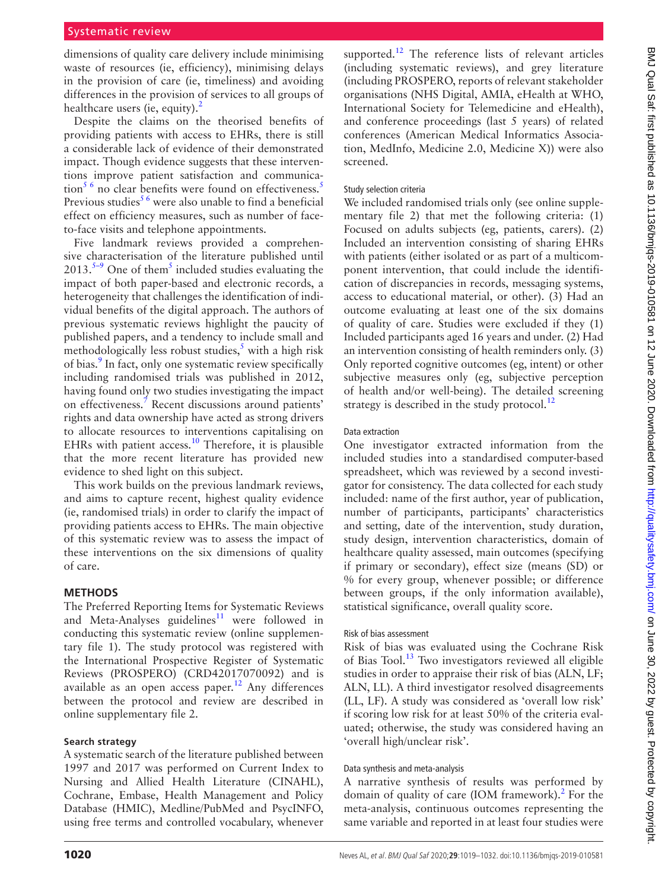dimensions of quality care delivery include minimising waste of resources (ie, efficiency), minimising delays in the provision of care (ie, timeliness) and avoiding differences in the provision of services to all groups of healthcare users (ie, equity).[2]

Despite the claims on the theorised benefits of providing patients with access to EHRs, there is still a considerable lack of evidence of their demonstrated impact. Though evidence suggests that these interventions improve patient satisfaction and communication[5 6] no clear benefits were found on effectiveness.[5] Previous studies[5 6] were also unable to find a beneficial effect on efficiency measures, such as number of face-to-face visits and telephone appointments.

Five landmark reviews provided a comprehensive characterisation of the literature published until 2013.[5–9] One of them[5] included studies evaluating the impact of both paper-based and electronic records, a heterogeneity that challenges the identification of individual benefits of the digital approach. The authors of previous systematic reviews highlight the paucity of published papers, and a tendency to include small and methodologically less robust studies,[5] with a high risk of bias.[9] In fact, only one systematic review specifically including randomised trials was published in 2012, having found only two studies investigating the impact on effectiveness.[7] Recent discussions around patients' rights and data ownership have acted as strong drivers to allocate resources to interventions capitalising on EHRs with patient access.[10] Therefore, it is plausible that the more recent literature has provided new evidence to shed light on this subject.

This work builds on the previous landmark reviews, and aims to capture recent, highest quality evidence (ie, randomised trials) in order to clarify the impact of providing patients access to EHRs. The main objective of this systematic review was to assess the impact of these interventions on the six dimensions of quality of care.

## METHODS

The Preferred Reporting Items for Systematic Reviews and Meta-Analyses guidelines[11] were followed in conducting this systematic review (online supplementary file 1). The study protocol was registered with the International Prospective Register of Systematic Reviews (PROSPERO) (CRD42017070092) and is available as an open access paper.[12] Any differences between the protocol and review are described in online supplementary file 2.

### Search strategy

A systematic search of the literature published between 1997 and 2017 was performed on Current Index to Nursing and Allied Health Literature (CINAHL), Cochrane, Embase, Health Management and Policy Database (HMIC), Medline/PubMed and PsycINFO, using free terms and controlled vocabulary, whenever supported.[12] The reference lists of relevant articles (including systematic reviews), and grey literature (including PROSPERO, reports of relevant stakeholder organisations (NHS Digital, AMIA, eHealth at WHO, International Society for Telemedicine and eHealth), and conference proceedings (last 5 years) of related conferences (American Medical Informatics Association, MedInfo, Medicine 2.0, Medicine X)) were also screened.

#### Study selection criteria

We included randomised trials only (see online supplementary file 2) that met the following criteria: (1) Focused on adults subjects (eg, patients, carers). (2) Included an intervention consisting of sharing EHRs with patients (either isolated or as part of a multicomponent intervention, that could include the identification of discrepancies in records, messaging systems, access to educational material, or other). (3) Had an outcome evaluating at least one of the six domains of quality of care. Studies were excluded if they (1) Included participants aged 16 years and under. (2) Had an intervention consisting of health reminders only. (3) Only reported cognitive outcomes (eg, intent) or other subjective measures only (eg, subjective perception of health and/or well-being). The detailed screening strategy is described in the study protocol.[12]

#### Data extraction

One investigator extracted information from the included studies into a standardised computer-based spreadsheet, which was reviewed by a second investigator for consistency. The data collected for each study included: name of the first author, year of publication, number of participants, participants' characteristics and setting, date of the intervention, study duration, study design, intervention characteristics, domain of healthcare quality assessed, main outcomes (specifying if primary or secondary), effect size (means (SD) or % for every group, whenever possible; or difference between groups, if the only information available), statistical significance, overall quality score.

#### Risk of bias assessment

Risk of bias was evaluated using the Cochrane Risk of Bias Tool.[13] Two investigators reviewed all eligible studies in order to appraise their risk of bias (ALN, LF; ALN, LL). A third investigator resolved disagreements (LL, LF). A study was considered as 'overall low risk' if scoring low risk for at least 50% of the criteria evaluated; otherwise, the study was considered having an 'overall high/unclear risk'.

#### Data synthesis and meta-analysis

A narrative synthesis of results was performed by domain of quality of care (IOM framework).[2] For the meta-analysis, continuous outcomes representing the same variable and reported in at least four studies were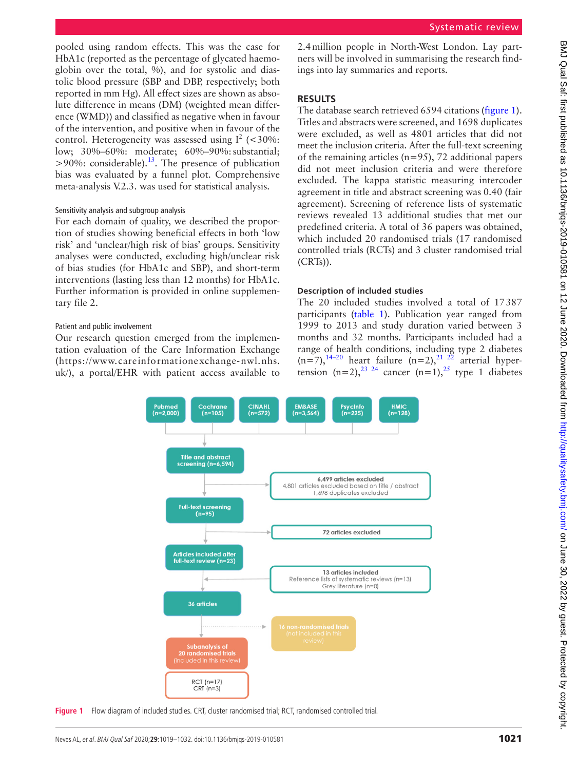pooled using random effects. This was the case for HbA1c (reported as the percentage of glycated haemoglobin over the total, %), and for systolic and diastolic blood pressure (SBP and DBP, respectively; both reported in mm Hg). All effect sizes are shown as absolute difference in means (DM) (weighted mean difference (WMD)) and classified as negative when in favour of the intervention, and positive when in favour of the control. Heterogeneity was assessed using $I^2$ (<30%: low; 30%–60%: moderate; 60%–90%: substantial; >90%: considerable).[13]. The presence of publication bias was evaluated by a funnel plot. Comprehensive meta-analysis V.2.3. was used for statistical analysis.

### Sensitivity analysis and subgroup analysis

For each domain of quality, we described the proportion of studies showing beneficial effects in both 'low risk' and 'unclear/high risk of bias' groups. Sensitivity analyses were conducted, excluding high/unclear risk of bias studies (for HbA1c and SBP), and short-term interventions (lasting less than 12 months) for HbA1c. Further information is provided in online supplementary file 2.

### Patient and public involvement

Our research question emerged from the implementation evaluation of the Care Information Exchange (https://www.careinformationexchange-nwl.nhs.uk/), a portal/EHR with patient access available to 2.4 million people in North-West London. Lay partners will be involved in summarising the research findings into lay summaries and reports.

## RESULTS

The database search retrieved 6594 citations (figure 1). Titles and abstracts were screened, and 1698 duplicates were excluded, as well as 4801 articles that did not meet the inclusion criteria. After the full-text screening of the remaining articles (n=95), 72 additional papers did not meet inclusion criteria and were therefore excluded. The kappa statistic measuring intercoder agreement in title and abstract screening was 0.40 (fair agreement). Screening of reference lists of systematic reviews revealed 13 additional studies that met our predefined criteria. A total of 36 papers was obtained, which included 20 randomised trials (17 randomised controlled trials (RCTs) and 3 cluster randomised trial (CRTs)).

### Description of included studies

The 20 included studies involved a total of 17 387 participants (table 1). Publication year ranged from 1999 to 2013 and study duration varied between 3 months and 32 months. Participants included had a range of health conditions, including type 2 diabetes (n=7),[14–20] heart failure (n=2),[21 22] arterial hypertension (n=2),[23 24] cancer (n=1),[25] type 1 diabetes

Pubmed (n=2,000) | Cochrane (n=105) | CINAHL (n=572) | EMBASE (n=3,564) | PsycInfo (n=225) | HMIC (n=128)

Title and abstract screening (n=6,594) → 6,499 articles excluded: 4,801 articles excluded based on title / abstract; 1,698 duplicates excluded

Full-text screening (n=95) → 72 articles excluded

Articles included after full-text review (n=23) ← 13 articles included: Reference lists of systematic reviews (n=13); Grey literature (n=0)

36 articles → 16 non-randomised trials (not included in this review)

Subanalysis of 20 randomised trials (included in this review)

RCT (n=17); CRT (n=3)

Figure 1 Flow diagram of included studies. CRT, cluster randomised trial; RCT, randomised controlled trial.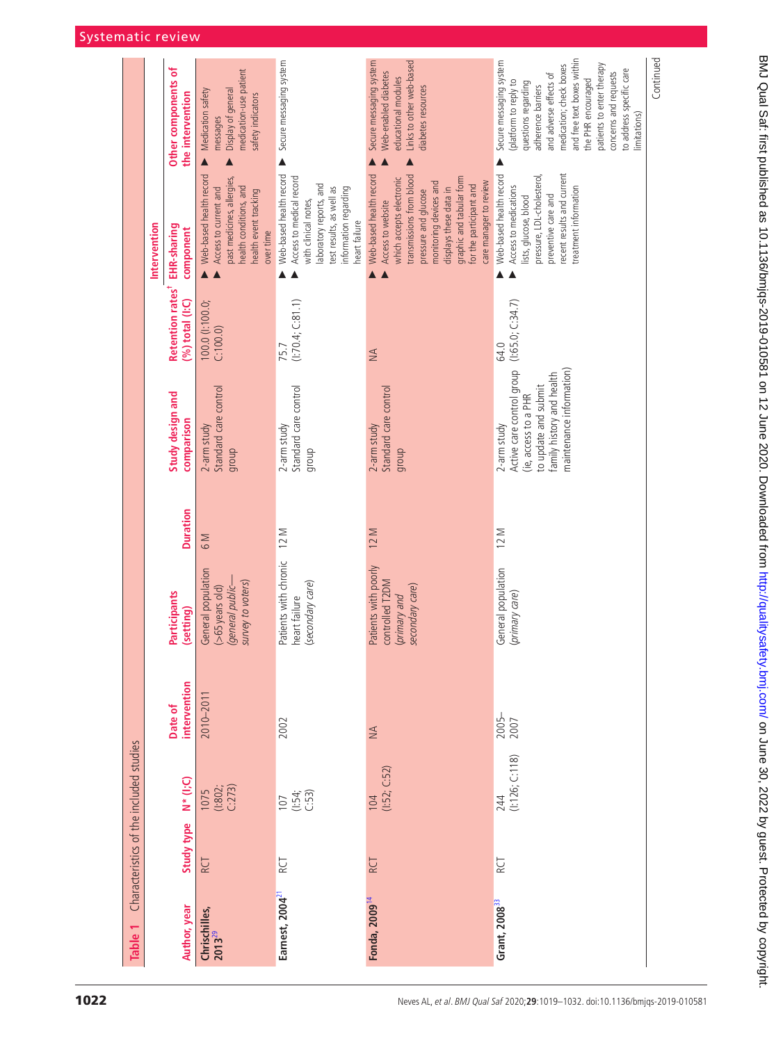**Table 1** Characteristics of the included studies

| Author, year | Study type | N* (I:C) | Date of intervention | Participants (setting) | Duration | Study design and comparison | Retention rates† (%) total (I:C) | Intervention: EHR-sharing component | Intervention: Other components of the intervention |
|---|---|---|---|---|---|---|---|---|---|
| **Chrischilles, 2013**[29] | RCT | 1075 (I:802; C:273) | 2010–2011 | General population (>65 years old) *(general public—survey to voters)* | 6 M | 2-arm study Standard care control group | 100.0 (I:100.0; C:100.0) | ▲ Web-based health record ▲ Access to current and past medicines, allergies, health conditions, and health event tracking over time | ▲ Medication safety messages ▲ Display of general medication-use patient safety indicators |
| **Earnest, 2004**[21] | RCT | 107 (I:54; C:53) | 2002 | Patients with chronic heart failure *(secondary care)* | 12 M | 2-arm study Standard care control group | 75.7 (I:70.4; C:81.1) | ▲ Web-based health record ▲ Access to medical record with clinical notes, laboratory reports, and test results, as well as information regarding heart failure | ▲ Secure messaging system |
| **Fonda, 2009**[14] | RCT | 104 (I:52; C:52) | NA | Patients with poorly controlled T2DM *(primary and secondary care)* | 12 M | 2-arm study Standard care control group | NA | ▲ Web-based health record ▲ Access to website which accepts electronic transmissions from blood pressure and glucose monitoring devices and displays these data in graphic and tabular form for the participant and care manager to review | ▲ Secure messaging system ▲ Web-enabled diabetes educational modules ▲ Links to other web-based diabetes resources |
| **Grant, 2008**[33] | RCT | 244 (I:126; C:118) | 2005–2007 | General population *(primary care)* | 12 M | 2-arm study Active care control group (ie, access to a PHR to update and submit family history and health maintenance information) | 64.0 (I:65.0; C:34.7) | ▲ Web-based health record ▲ Access to medications lists, glucose, blood pressure, LDL-cholesterol, preventive care and recent results and current treatment information | ▲ Secure messaging system (platform to reply to questions regarding adherence barriers and adverse effects of medication; check boxes and free text boxes within the PHR encouraged patients to enter therapy concerns and requests to address specific care limitations) |

Continued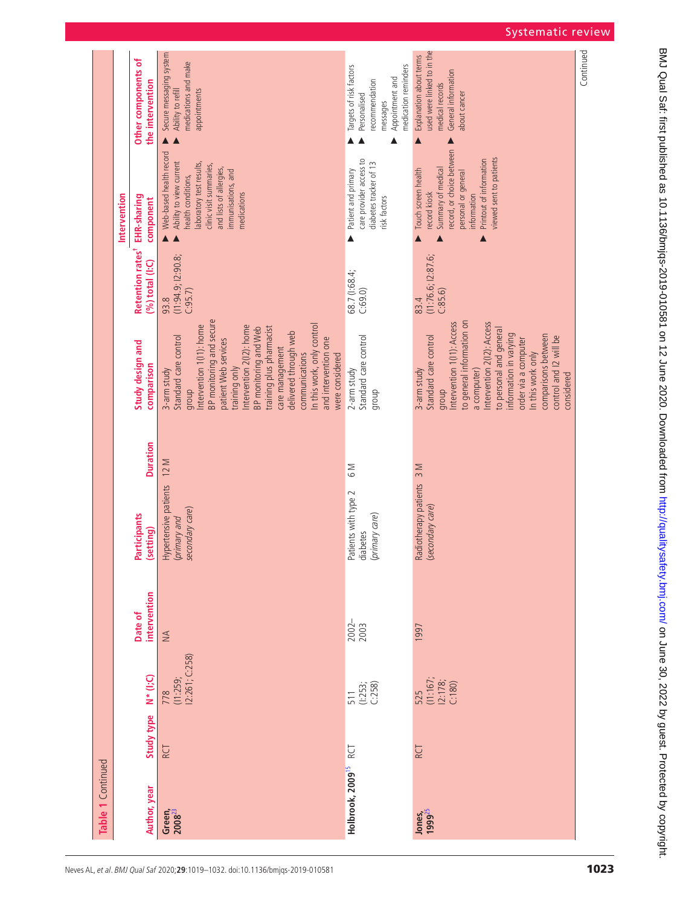**Table 1** Continued

| Author, year | Study type | N* (I:C) | Date of intervention | Participants (setting) | Duration | Study design and comparison | Retention rates† (%) total (I:C) | Intervention: EHR-sharing component | Intervention: Other components of the intervention |
|---|---|---|---|---|---|---|---|---|---|
| **Green, 2008**[23] | RCT | 778 (I1:259; I2:261; C:258) | NA | Hypertensive patients *(primary and secondary care)* | 12 M | 3-arm study<br>Standard care control group<br>Intervention 1(I1): home BP monitoring and secure patient Web services training only<br>Intervention 2(I2): home BP monitoring and Web training plus pharmacist care management delivered through web communications<br>In this work, only control and intervention one were considered | 93.8 (I1:94.9; I2:90.8; C:95.7) | ▶ Web-based health record<br>▶ Ability to view current health conditions, laboratory test results, clinic visit summaries, and lists of allergies, immunisations, and medications | ▶ Secure messaging system<br>▶ Ability to refill medications and make appointments |
| **Holbrook, 2009**[15] | RCT | 511 (I:253; C:258) | 2002–2003 | Patients with type 2 diabetes *(primary care)* | 6 M | 2-arm study<br>Standard care control group | 68.7 (I:68.4; C:69.0) | ▶ Patient and primary care provider access to diabetes tracker of 13 risk factors | ▶ Targets of risk factors<br>▶ Personalised recommendation messages<br>▶ Appointment and medication reminders |
| **Jones, 1999**[25] | RCT | 525 (I1:167; I2:178; C:180) | 1997 | Radiotherapy patients *(secondary care)* | 3 M | 3-arm study<br>Standard care control group<br>Intervention 1(I1): Access to general information on a computer)<br>Intervention 2(I2): Access to personal and general information in varying order via a computer<br>In this work only comparisons between control and I2 will be considered | 83.4 (I1:76.6; I2:87.6; C:85.6) | ▶ Touch screen health record kiosk<br>▶ Summary of medical record, or choice between personal or general information<br>▶ Printout of information viewed sent to patients | ▶ Explanation about terms used were linked to in the medical records<br>▶ General information about cancer |

Continued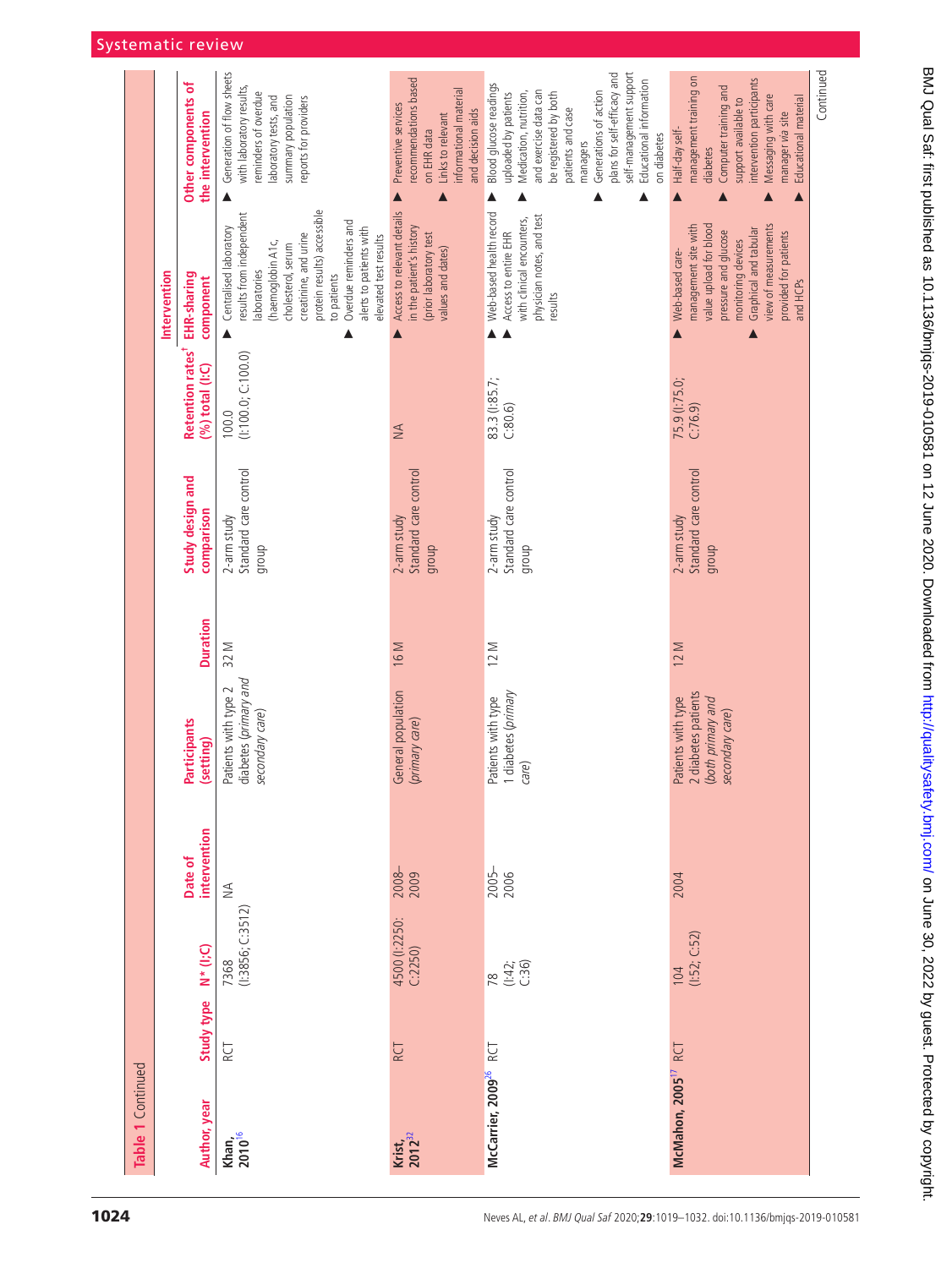**Table 1** Continued

| Author, year | Study type | N* (I:C) | Date of intervention | Participants (setting) | Duration | Study design and comparison | Retention rates† (%) total (I:C) | Intervention: EHR-sharing component | Intervention: Other components of the intervention |
|---|---|---|---|---|---|---|---|---|---|
| Khan, 2010[16] | RCT | 7368 (I:3856; C:3512) | NA | Patients with type 2 diabetes (*primary and secondary care*) | 32 M | 2-arm study Standard care control group | 100.0 (I:100.0; C:100.0) | ▲ Centralised laboratory results from independent laboratories (haemoglobin A1c, cholesterol, serum creatinine, and urine protein results) accessible to patients ▲ Overdue reminders and alerts to patients with elevated test results | ▲ Generation of flow sheets with laboratory results, reminders of overdue laboratory tests, and summary population reports for providers |
| Krist, 2012[32] | RCT | 4500 (I:2250; C:2250) | 2008–2009 | General population (*primary care*) | 16 M | 2-arm study Standard care control group | NA | ▲ Access to relevant details in the patient's history (prior laboratory test values and dates) | ▲ Preventive services recommendations based on EHR data ▲ Links to relevant informational material and decision aids |
| McCarrier, 2009[36] | RCT | 78 (I:42; C:36) | 2005–2006 | Patients with type 1 diabetes (*primary care*) | 12 M | 2-arm study Standard care control group | 83.3 (I:85.7; C:80.6) | ▲ Web-based health record ▲ Access to entire EHR with clinical encounters, physician notes, and test results | ▲ Blood glucose readings uploaded by patients ▲ Medication, nutrition, and exercise data can be registered by both patients and case managers ▲ Generations of action plans for self-efficacy and self-management support ▲ Educational information on diabetes |
| McMahon, 2005[17] | RCT | 104 (I:52; C:52) | 2004 | Patients with type 2 diabetes patients (*both primary and secondary care*) | 12 M | 2-arm study Standard care control group | 75.9 (I:75.0; C:76.9) | ▲ Web-based care-management site with value upload for blood pressure and glucose monitoring devices ▲ Graphical and tabular view of measurements provided for patients and HCPs | ▲ Half-day self-management training on diabetes ▲ Computer training and support available to intervention participants ▲ Messaging with care manager *via* site ▲ Educational material |

Continued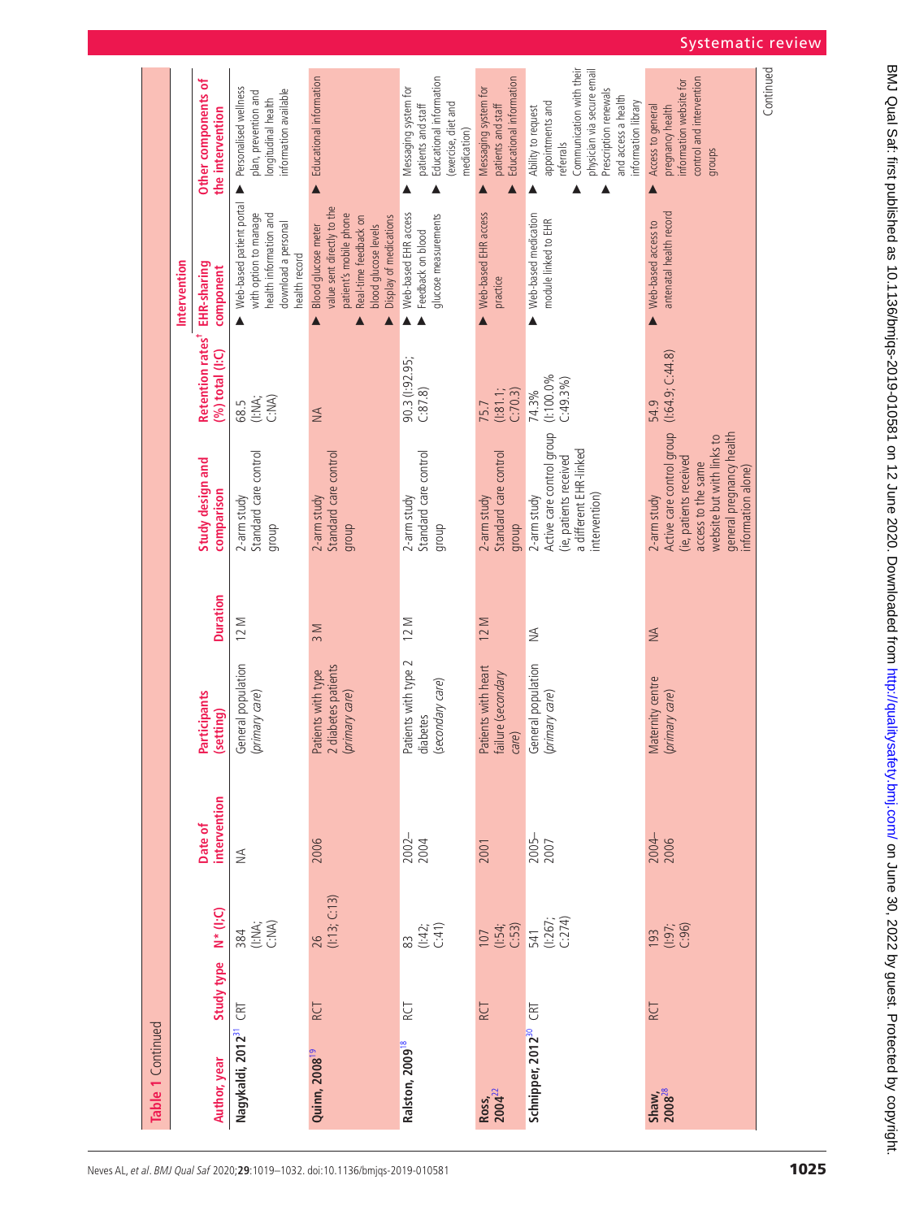**Table 1** Continued

| Author, year | Study type | N* (I:C) | Date of intervention | Participants (setting) | Duration | Study design and comparison | Retention rates† (%) total (I:C) | Intervention: EHR-sharing component | Intervention: Other components of the intervention |
|---|---|---|---|---|---|---|---|---|---|
| Nagykaldi, 2012[31] | CRT | 384 (I:NA; C:NA) | NA | General population (*primary care*) | 12 M | 2-arm study Standard care control group | 68.5 (I:NA; C:NA) | ▲ Web-based patient portal with option to manage health information and download a personal health record | ▲ Personalised wellness plan, prevention and longitudinal health information available |
| Quinn, 2008[19] | RCT | 26 (I:13; C:13) | 2006 | Patients with type 2 diabetes patients (*primary care*) | 3 M | 2-arm study Standard care control group | NA | ▲ Blood glucose meter value sent directly to the patient's mobile phone ▲ Real-time feedback on blood glucose levels ▲ Display of medications | ▲ Educational information |
| Ralston, 2009[18] | RCT | 83 (I:42; C:41) | 2002–2004 | Patients with type 2 diabetes (*secondary care*) | 12 M | 2-arm study Standard care control group | 90.3 (I:92.95; C:87.8) | ▲ Web-based EHR access ▲ Feedback on blood glucose measurements | ▲ Messaging system for patients and staff ▲ Educational information (exercise, diet and medication) |
| Ross, 2004[22] | RCT | 107 (I:54; C:53) | 2001 | Patients with heart failure (*secondary care*) | 12 M | 2-arm study Standard care control group | 75.7 (I:81.1; C:70.3) | ▲ Web-based EHR access practice | ▲ Messaging system for patients and staff ▲ Educational information |
| Schnipper, 2012[30] | CRT | 541 (I:267; C:274) | 2005–2007 | General population (*primary care*) | NA | 2-arm study Active care control group (ie, patients received a different EHR-linked intervention) | 74.3% (I:100.0% C:49.3%) | ▲ Web-based medication module linked to EHR | ▲ Ability to request appointments and referrals ▲ Communication with their physician via secure email ▲ Prescription renewals and access a health information library |
| Shaw, 2008[28] | RCT | 193 (I:97; C:96) | 2004–2006 | Maternity centre (*primary care*) | NA | 2-arm study Active care control group (ie, patients received access to the same website but with links to general pregnancy health information alone) | 54.9 (I:64.9; C:44.8) | ▲ Web-based access to antenatal health record | ▲ Access to general pregnancy health information website for control and intervention groups |

Continued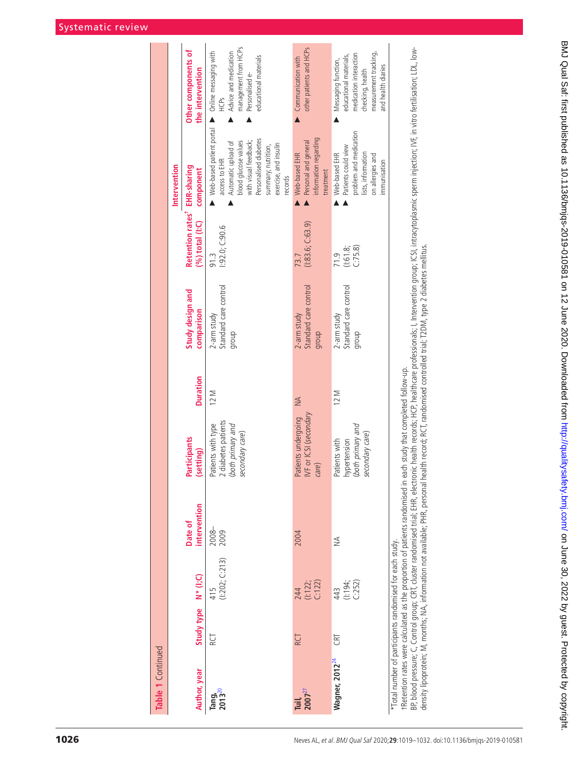**Table 1** Continued

| Author, year | Study type | N* (I:C) | Date of intervention | Participants (setting) | Duration | Study design and comparison | Retention rates† (%) total (I:C) | Intervention: EHR-sharing component | Intervention: Other components of the intervention |
|---|---|---|---|---|---|---|---|---|---|
| **Tang, 2013**[20] | RCT | 415 (I:202; C:213) | 2008–2009 | Patients with type 2 diabetes patients *(both primary and secondary care)* | 12 M | 2-arm study Standard care control group | 91.3 I:92.0; C:90.6 | ▶ Web-based patient portal access to EHR ▶ Automatic upload of blood glucose values with visual feedback; Personalised diabetes summary; nutrition, exercise, and insulin records | ▶ Online messaging with HCPs ▶ Advice and medication management from HCPs ▶ Personalised e-educational materials |
| **Tuil, 2007**[27] | RCT | 244 (I:122; C:122) | 2004 | Patients undergoing IVF or ICSI *(secondary care)* | NA | 2-arm study Standard care control group | 73.7 (I:83.6; C:63.9) | ▶ Web-based EHR ▶ Personal and general information regarding treatment | ▶ Communication with other patients and HCPs |
| **Wagner, 2012**[24] | CRT | 443 (I:194; C:252) | NA | Patients with hypertension *(both primary and secondary care)* | 12 M | 2-arm study Standard care control group | 71.9 (I:61.8; C:75.8) | ▶ Web-based EHR ▶ Patients could view problem and medication lists, information on allergies and immunisation | ▶ Messaging function, educational materials, medication interaction checking, health measurement tracking, and health diaries |

*Total number of participants randomised for each study.

†Retention rates were calculated as the proportion of patients randomised in each study that completed follow-up.

BP, blood pressure; C, Control group; CRT, cluster randomised trial; EHR, electronic health records; HCP, healthcare professionals; I, Intervention group; ICSI, intracytoplasmic sperm injection; IVF, in vitro fertilisation; LDL, low-density lipoprotein; M, months; NA, information not available; PHR, personal health record; RCT, randomised controlled trial; T2DM, type 2 diabetes mellitus.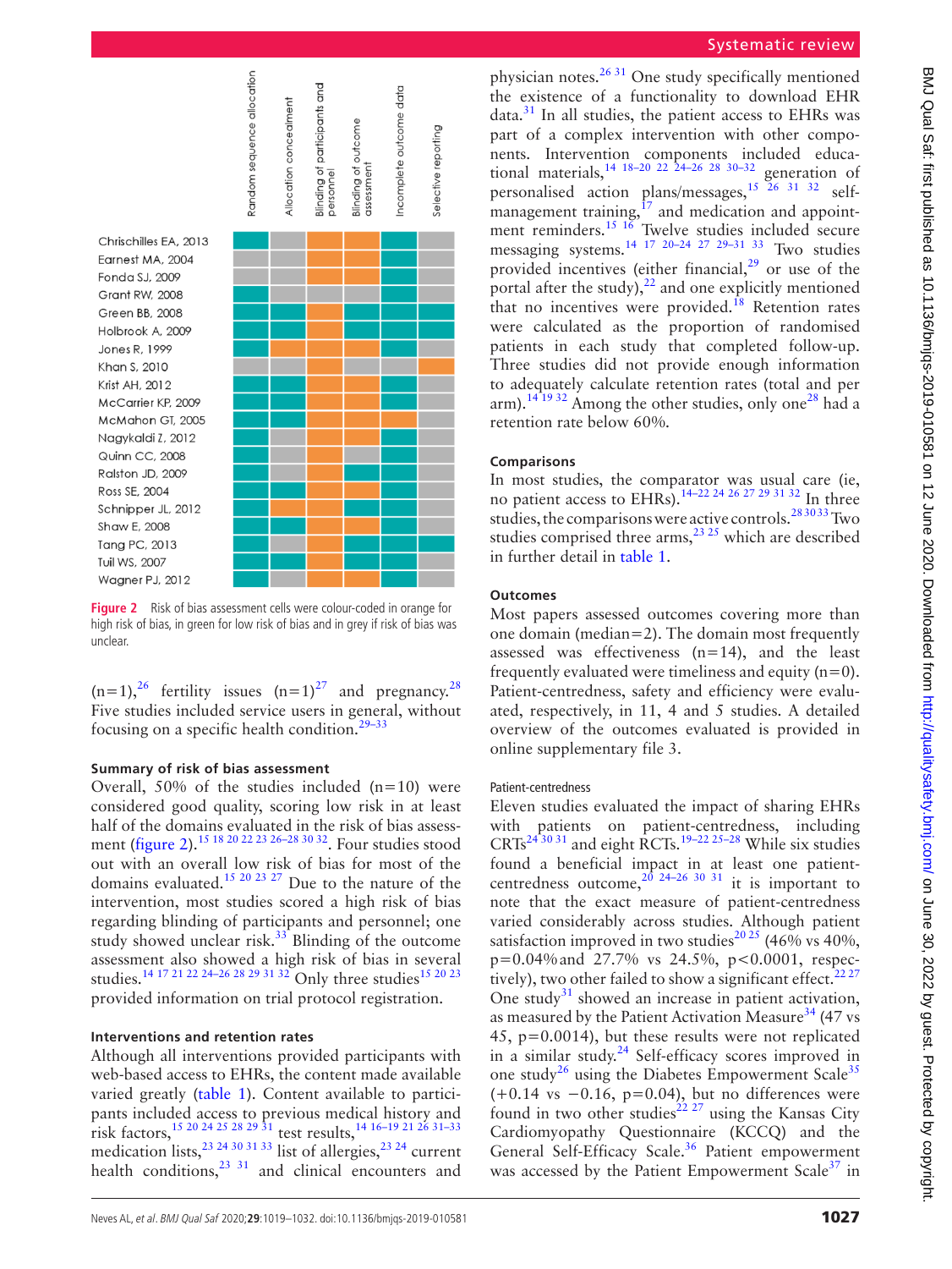Figure 2 Risk of bias assessment cells were colour-coded in orange for high risk of bias, in green for low risk of bias and in grey if risk of bias was unclear.

(n=1),[26] fertility issues (n=1)[27] and pregnancy.[28] Five studies included service users in general, without focusing on a specific health condition.[29–33]

### Summary of risk of bias assessment

Overall, 50% of the studies included (n=10) were considered good quality, scoring low risk in at least half of the domains evaluated in the risk of bias assessment (figure 2).[15 18 20 22 23 26–28 30 32]. Four studies stood out with an overall low risk of bias for most of the domains evaluated.[15 20 23 27] Due to the nature of the intervention, most studies scored a high risk of bias regarding blinding of participants and personnel; one study showed unclear risk.[33] Blinding of the outcome assessment also showed a high risk of bias in several studies.[14 17 21 22 24–26 28 29 31 32] Only three studies[15 20 23] provided information on trial protocol registration.

### Interventions and retention rates

Although all interventions provided participants with web-based access to EHRs, the content made available varied greatly (table 1). Content available to participants included access to previous medical history and risk factors,[15 20 24 25 28 29 31] test results,[14 16–19 21 26 31–33] medication lists,[23 24 30 31 33] list of allergies,[23 24] current health conditions,[23 31] and clinical encounters and physician notes.[26 31] One study specifically mentioned the existence of a functionality to download EHR data.[31] In all studies, the patient access to EHRs was part of a complex intervention with other components. Intervention components included educational materials,[14 18–20 22 24–26 28 30–32] generation of personalised action plans/messages,[15 26 31 32] self-management training,[17] and medication and appointment reminders.[15 16] Twelve studies included secure messaging systems.[14 17 20–24 27 29–31 33] Two studies provided incentives (either financial,[29] or use of the portal after the study),[22] and one explicitly mentioned that no incentives were provided.[18] Retention rates were calculated as the proportion of randomised patients in each study that completed follow-up. Three studies did not provide enough information to adequately calculate retention rates (total and per arm).[14 19 32] Among the other studies, only one[28] had a retention rate below 60%.

### Comparisons

In most studies, the comparator was usual care (ie, no patient access to EHRs).[14–22 24 26 27 29 31 32] In three studies, the comparisons were active controls.[28 30 33] Two studies comprised three arms,[23 25] which are described in further detail in table 1.

### Outcomes

Most papers assessed outcomes covering more than one domain (median=2). The domain most frequently assessed was effectiveness (n=14), and the least frequently evaluated were timeliness and equity (n=0). Patient-centredness, safety and efficiency were evaluated, respectively, in 11, 4 and 5 studies. A detailed overview of the outcomes evaluated is provided in online supplementary file 3.

#### Patient-centredness

Eleven studies evaluated the impact of sharing EHRs with patients on patient-centredness, including CRTs[24 30 31] and eight RCTs.[19–22 25–28] While six studies found a beneficial impact in at least one patient-centredness outcome,[20 24–26 30 31] it is important to note that the exact measure of patient-centredness varied considerably across studies. Although patient satisfaction improved in two studies[20 25] (46% vs 40%, p=0.04% and 27.7% vs 24.5%, p<0.0001, respectively), two other failed to show a significant effect.[22 27] One study[31] showed an increase in patient activation, as measured by the Patient Activation Measure[34] (47 vs 45, p=0.0014), but these results were not replicated in a similar study.[24] Self-efficacy scores improved in one study[26] using the Diabetes Empowerment Scale[35] (+0.14 vs −0.16, p=0.04), but no differences were found in two other studies[22 27] using the Kansas City Cardiomyopathy Questionnaire (KCCQ) and the General Self-Efficacy Scale.[36] Patient empowerment was accessed by the Patient Empowerment Scale[37] in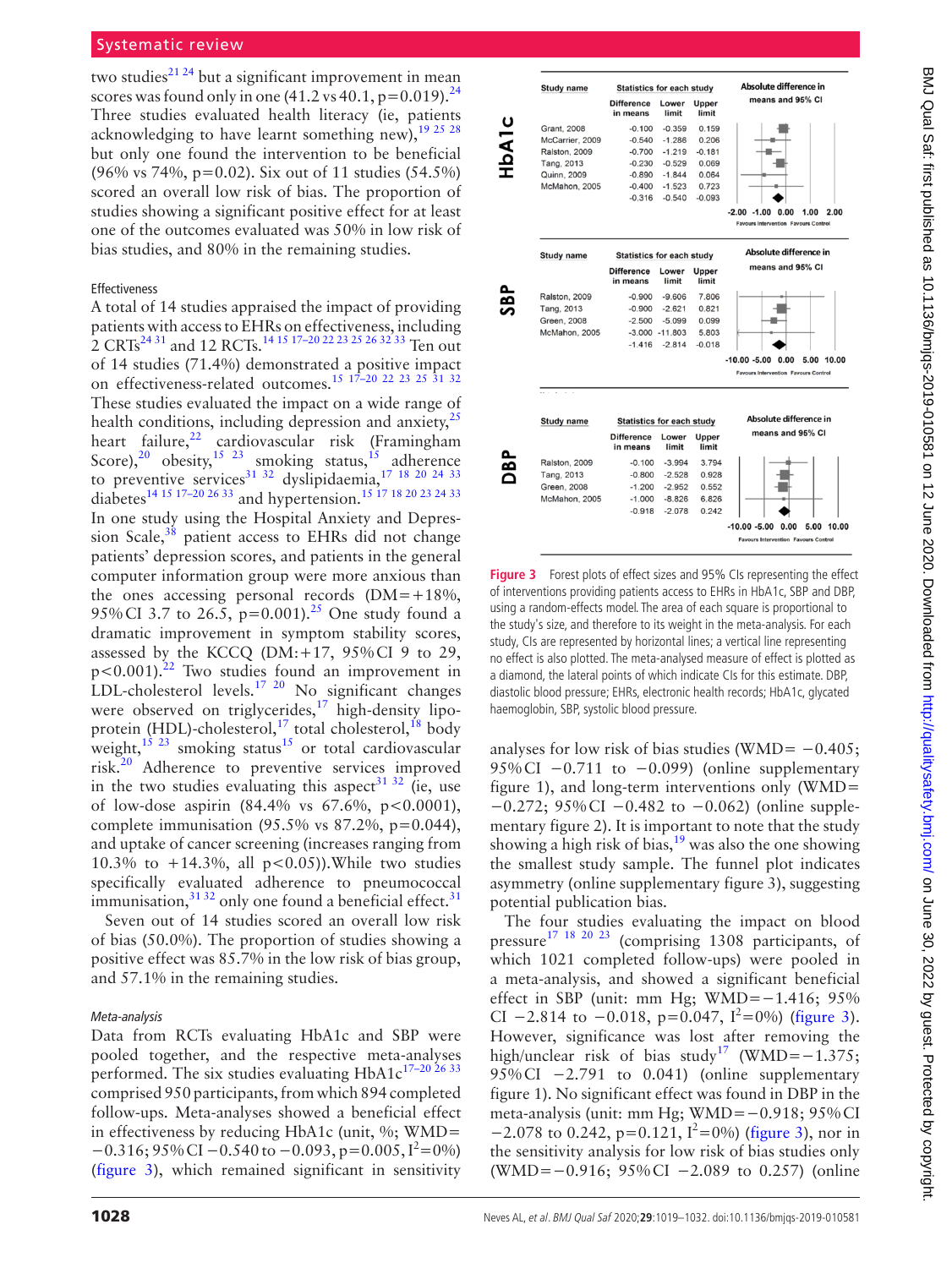two studies[21 24] but a significant improvement in mean scores was found only in one (41.2 vs 40.1, p=0.019).[24] Three studies evaluated health literacy (ie, patients acknowledging to have learnt something new),[19 25 28] but only one found the intervention to be beneficial (96% vs 74%, p=0.02). Six out of 11 studies (54.5%) scored an overall low risk of bias. The proportion of studies showing a significant positive effect for at least one of the outcomes evaluated was 50% in low risk of bias studies, and 80% in the remaining studies.

### Effectiveness

A total of 14 studies appraised the impact of providing patients with access to EHRs on effectiveness, including 2 CRTs[24 31] and 12 RCTs.[14 15 17–20 22 23 25 26 32 33] Ten out of 14 studies (71.4%) demonstrated a positive impact on effectiveness-related outcomes.[15 17–20 22 23 25 31 32] These studies evaluated the impact on a wide range of health conditions, including depression and anxiety,[25] heart failure,[22] cardiovascular risk (Framingham Score),[20] obesity,[15 23] smoking status,[15] adherence to preventive services[31 32] dyslipidaemia,[17 18 20 24 33] diabetes[14 15 17–20 26 33] and hypertension.[15 17 18 20 23 24 33] In one study using the Hospital Anxiety and Depression Scale,[38] patient access to EHRs did not change patients' depression scores, and patients in the general computer information group were more anxious than the ones accessing personal records (DM=+18%, 95% CI 3.7 to 26.5, p=0.001).[25] One study found a dramatic improvement in symptom stability scores, assessed by the KCCQ (DM:+17, 95% CI 9 to 29, p<0.001).[22] Two studies found an improvement in LDL-cholesterol levels.[17 20] No significant changes were observed on triglycerides,[17] high-density lipoprotein (HDL)-cholesterol,[17] total cholesterol,[18] body weight,[15 23] smoking status[15] or total cardiovascular risk.[20] Adherence to preventive services improved in the two studies evaluating this aspect[31 32] (ie, use of low-dose aspirin (84.4% vs 67.6%, p<0.0001), complete immunisation (95.5% vs 87.2%, p=0.044), and uptake of cancer screening (increases ranging from 10.3% to +14.3%, all p<0.05)).While two studies specifically evaluated adherence to pneumococcal immunisation,[31 32] only one found a beneficial effect.[31]

Seven out of 14 studies scored an overall low risk of bias (50.0%). The proportion of studies showing a positive effect was 85.7% in the low risk of bias group, and 57.1% in the remaining studies.

#### *Meta-analysis*

Data from RCTs evaluating HbA1c and SBP were pooled together, and the respective meta-analyses performed. The six studies evaluating HbA1c[17–20 26 33] comprised 950 participants, from which 894 completed follow-ups. Meta-analyses showed a beneficial effect in effectiveness by reducing HbA1c (unit, %; WMD= −0.316; 95% CI −0.540 to −0.093, p=0.005, $I^2$=0%) (figure 3), which remained significant in sensitivity analyses for low risk of bias studies (WMD= −0.405; 95% CI −0.711 to −0.099) (online supplementary figure 1), and long-term interventions only (WMD= −0.272; 95% CI −0.482 to −0.062) (online supplementary figure 2). It is important to note that the study showing a high risk of bias,[19] was also the one showing the smallest study sample. The funnel plot indicates asymmetry (online supplementary figure 3), suggesting potential publication bias.

The four studies evaluating the impact on blood pressure[17 18 20 23] (comprising 1308 participants, of which 1021 completed follow-ups) were pooled in a meta-analysis, and showed a significant beneficial effect in SBP (unit: mm Hg; WMD=−1.416; 95% CI −2.814 to −0.018, p=0.047, $I^2$=0%) (figure 3). However, significance was lost after removing the high/unclear risk of bias study[17] (WMD=−1.375; 95% CI −2.791 to 0.041) (online supplementary figure 1). No significant effect was found in DBP in the meta-analysis (unit: mm Hg; WMD=−0.918; 95% CI −2.078 to 0.242, p=0.121, $I^2$=0%) (figure 3), nor in the sensitivity analysis for low risk of bias studies only (WMD=−0.916; 95% CI −2.089 to 0.257) (online

**HbA1c**

| Study name | Difference in means | Lower limit | Upper limit |
|---|---|---|---|
| Grant, 2008 | -0.100 | -0.359 | 0.159 |
| McCarrier, 2009 | -0.540 | -1.286 | 0.206 |
| Ralston, 2009 | -0.700 | -1.219 | -0.181 |
| Tang, 2013 | -0.230 | -0.529 | 0.069 |
| Quinn, 2009 | -0.890 | -1.844 | 0.064 |
| McMahon, 2005 | -0.400 | -1.523 | 0.723 |
| | -0.316 | -0.540 | -0.093 |

**SBP**

| Study name | Difference in means | Lower limit | Upper limit |
|---|---|---|---|
| Ralston, 2009 | -0.900 | -9.606 | 7.806 |
| Tang, 2013 | -0.900 | -2.621 | 0.821 |
| Green, 2008 | -2.500 | -5.099 | 0.099 |
| McMahon, 2005 | -3.000 | -11.803 | 5.803 |
| | -1.416 | -2.814 | -0.018 |

**DBP**

| Study name | Difference in means | Lower limit | Upper limit |
|---|---|---|---|
| Ralston, 2009 | -0.100 | -3.994 | 3.794 |
| Tang, 2013 | -0.800 | -2.528 | 0.928 |
| Green, 2008 | -1.200 | -2.952 | 0.552 |
| McMahon, 2005 | -1.000 | -8.826 | 6.826 |
| | -0.918 | -2.078 | 0.242 |

Figure 3 Forest plots of effect sizes and 95% CIs representing the effect of interventions providing patients access to EHRs in HbA1c, SBP and DBP, using a random-effects model. The area of each square is proportional to the study's size, and therefore to its weight in the meta-analysis. For each study, CIs are represented by horizontal lines; a vertical line representing no effect is also plotted. The meta-analysed measure of effect is plotted as a diamond, the lateral points of which indicate CIs for this estimate. DBP, diastolic blood pressure; EHRs, electronic health records; HbA1c, glycated haemoglobin, SBP, systolic blood pressure.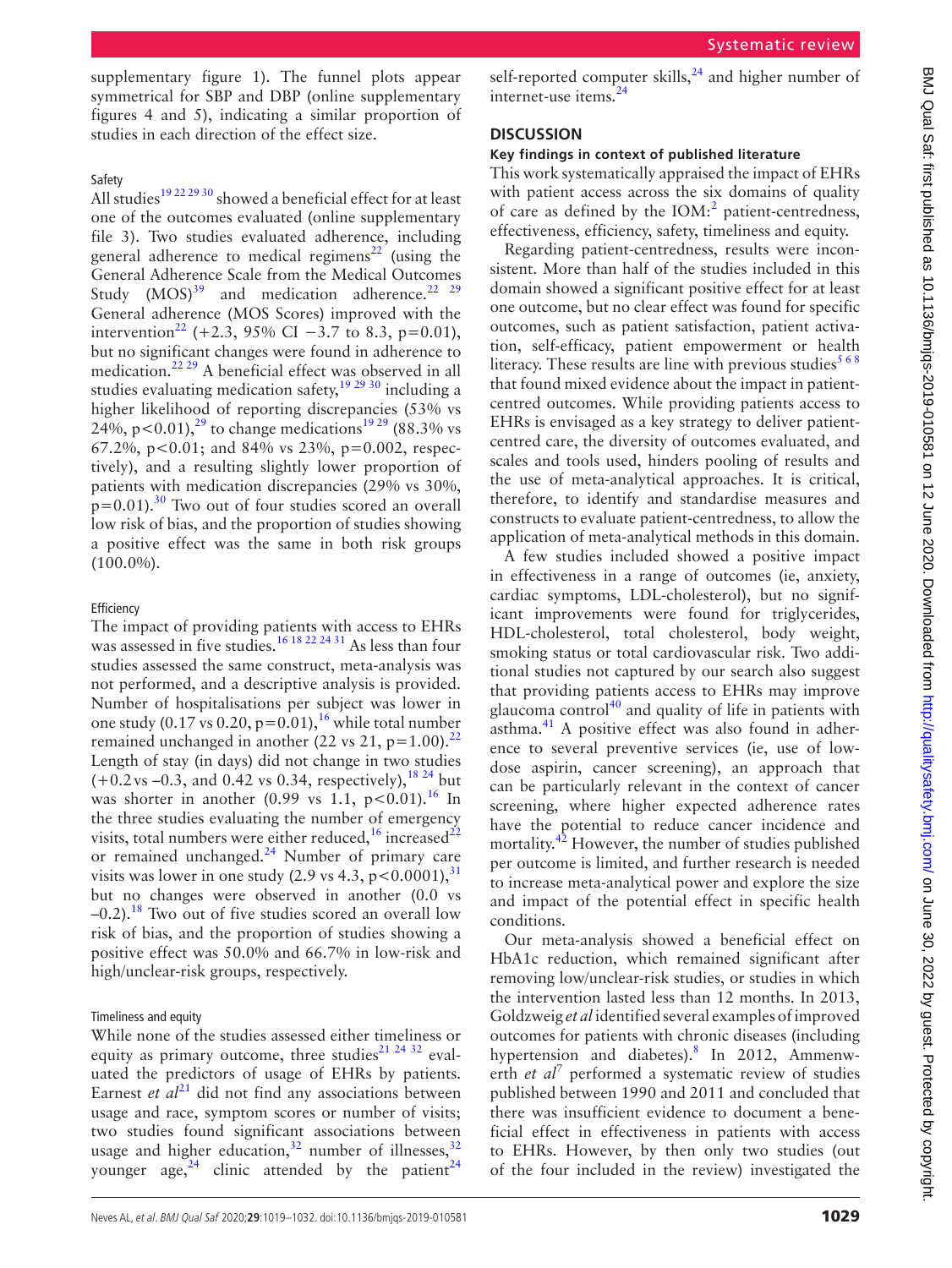supplementary figure 1). The funnel plots appear symmetrical for SBP and DBP (online supplementary figures 4 and 5), indicating a similar proportion of studies in each direction of the effect size.

#### Safety

All studies[19 22 29 30] showed a beneficial effect for at least one of the outcomes evaluated (online supplementary file 3). Two studies evaluated adherence, including general adherence to medical regimens[22] (using the General Adherence Scale from the Medical Outcomes Study (MOS)[39] and medication adherence.[22 29] General adherence (MOS Scores) improved with the intervention[22] (+2.3, 95% CI −3.7 to 8.3, p=0.01), but no significant changes were found in adherence to medication.[22 29] A beneficial effect was observed in all studies evaluating medication safety,[19 29 30] including a higher likelihood of reporting discrepancies (53% vs 24%, p<0.01),[29] to change medications[19 29] (88.3% vs 67.2%, p<0.01; and 84% vs 23%, p=0.002, respectively), and a resulting slightly lower proportion of patients with medication discrepancies (29% vs 30%, p=0.01).[30] Two out of four studies scored an overall low risk of bias, and the proportion of studies showing a positive effect was the same in both risk groups (100.0%).

#### Efficiency

The impact of providing patients with access to EHRs was assessed in five studies.[16 18 22 24 31] As less than four studies assessed the same construct, meta-analysis was not performed, and a descriptive analysis is provided. Number of hospitalisations per subject was lower in one study (0.17 vs 0.20, p=0.01),[16] while total number remained unchanged in another (22 vs 21, p=1.00).[22] Length of stay (in days) did not change in two studies (+0.2 vs −0.3, and 0.42 vs 0.34, respectively),[18 24] but was shorter in another (0.99 vs 1.1, p<0.01).[16] In the three studies evaluating the number of emergency visits, total numbers were either reduced,[16] increased[22] or remained unchanged.[24] Number of primary care visits was lower in one study (2.9 vs 4.3, p<0.0001),[31] but no changes were observed in another (0.0 vs −0.2).[18] Two out of five studies scored an overall low risk of bias, and the proportion of studies showing a positive effect was 50.0% and 66.7% in low-risk and high/unclear-risk groups, respectively.

#### Timeliness and equity

While none of the studies assessed either timeliness or equity as primary outcome, three studies[21 24 32] evaluated the predictors of usage of EHRs by patients. Earnest *et al*[21] did not find any associations between usage and race, symptom scores or number of visits; two studies found significant associations between usage and higher education,[32] number of illnesses,[32] younger age,[24] clinic attended by the patient[24] self-reported computer skills,[24] and higher number of internet-use items.[24]

## DISCUSSION

### Key findings in context of published literature

This work systematically appraised the impact of EHRs with patient access across the six domains of quality of care as defined by the IOM:[2] patient-centredness, effectiveness, efficiency, safety, timeliness and equity.

Regarding patient-centredness, results were inconsistent. More than half of the studies included in this domain showed a significant positive effect for at least one outcome, but no clear effect was found for specific outcomes, such as patient satisfaction, patient activation, self-efficacy, patient empowerment or health literacy. These results are line with previous studies[5 6 8] that found mixed evidence about the impact in patient-centred outcomes. While providing patients access to EHRs is envisaged as a key strategy to deliver patient-centred care, the diversity of outcomes evaluated, and scales and tools used, hinders pooling of results and the use of meta-analytical approaches. It is critical, therefore, to identify and standardise measures and constructs to evaluate patient-centredness, to allow the application of meta-analytical methods in this domain.

A few studies included showed a positive impact in effectiveness in a range of outcomes (ie, anxiety, cardiac symptoms, LDL-cholesterol), but no significant improvements were found for triglycerides, HDL-cholesterol, total cholesterol, body weight, smoking status or total cardiovascular risk. Two additional studies not captured by our search also suggest that providing patients access to EHRs may improve glaucoma control[40] and quality of life in patients with asthma.[41] A positive effect was also found in adherence to several preventive services (ie, use of low-dose aspirin, cancer screening), an approach that can be particularly relevant in the context of cancer screening, where higher expected adherence rates have the potential to reduce cancer incidence and mortality.[42] However, the number of studies published per outcome is limited, and further research is needed to increase meta-analytical power and explore the size and impact of the potential effect in specific health conditions.

Our meta-analysis showed a beneficial effect on HbA1c reduction, which remained significant after removing low/unclear-risk studies, or studies in which the intervention lasted less than 12 months. In 2013, Goldzweig *et al* identified several examples of improved outcomes for patients with chronic diseases (including hypertension and diabetes).[8] In 2012, Ammenwerth *et al*[7] performed a systematic review of studies published between 1990 and 2011 and concluded that there was insufficient evidence to document a beneficial effect in effectiveness in patients with access to EHRs. However, by then only two studies (out of the four included in the review) investigated the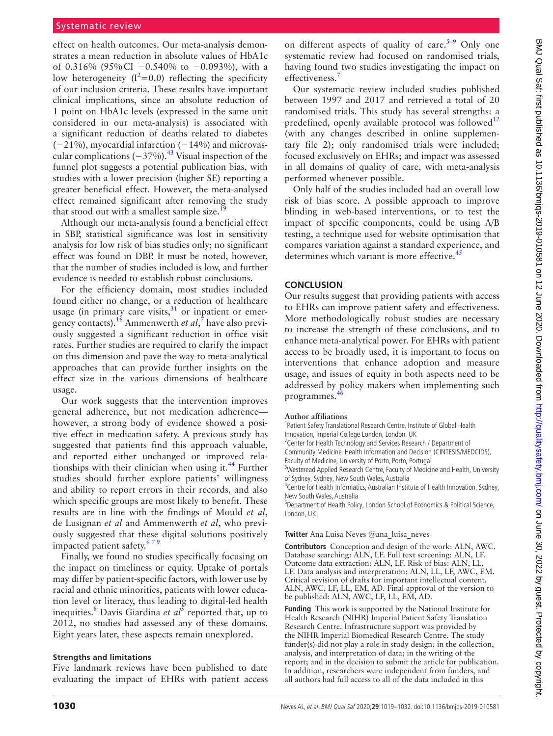effect on health outcomes. Our meta-analysis demonstrates a mean reduction in absolute values of HbA1c of 0.316% (95% CI −0.540% to −0.093%), with a low heterogeneity ($I^2$=0.0) reflecting the specificity of our inclusion criteria. These results have important clinical implications, since an absolute reduction of 1 point on HbA1c levels (expressed in the same unit considered in our meta-analysis) is associated with a significant reduction of deaths related to diabetes (−21%), myocardial infarction (−14%) and microvascular complications (−37%).[43] Visual inspection of the funnel plot suggests a potential publication bias, with studies with a lower precision (higher SE) reporting a greater beneficial effect. However, the meta-analysed effect remained significant after removing the study that stood out with a smallest sample size.[19]

Although our meta-analysis found a beneficial effect in SBP, statistical significance was lost in sensitivity analysis for low risk of bias studies only; no significant effect was found in DBP. It must be noted, however, that the number of studies included is low, and further evidence is needed to establish robust conclusions.

For the efficiency domain, most studies included found either no change, or a reduction of healthcare usage (in primary care visits,[31] or inpatient or emergency contacts).[16] Ammenwerth *et al*,[7] have also previously suggested a significant reduction in office visit rates. Further studies are required to clarify the impact on this dimension and pave the way to meta-analytical approaches that can provide further insights on the effect size in the various dimensions of healthcare usage.

Our work suggests that the intervention improves general adherence, but not medication adherence—however, a strong body of evidence showed a positive effect in medication safety. A previous study has suggested that patients find this approach valuable, and reported either unchanged or improved relationships with their clinician when using it.[44] Further studies should further explore patients' willingness and ability to report errors in their records, and also which specific groups are most likely to benefit. These results are in line with the findings of Mould *et al*, de Lusignan *et al* and Ammenwerth *et al*, who previously suggested that these digital solutions positively impacted patient safety.[6 7 9]

Finally, we found no studies specifically focusing on the impact on timeliness or equity. Uptake of portals may differ by patient-specific factors, with lower use by racial and ethnic minorities, patients with lower education level or literacy, thus leading to digital-led health inequities.[8] Davis Giardina *et al*[5] reported that, up to 2012, no studies had assessed any of these domains. Eight years later, these aspects remain unexplored.

### Strengths and limitations

Five landmark reviews have been published to date evaluating the impact of EHRs with patient access on different aspects of quality of care.[5–9] Only one systematic review had focused on randomised trials, having found two studies investigating the impact on effectiveness.[7]

Our systematic review included studies published between 1997 and 2017 and retrieved a total of 20 randomised trials. This study has several strengths: a predefined, openly available protocol was followed[12] (with any changes described in online supplementary file 2); only randomised trials were included; focused exclusively on EHRs; and impact was assessed in all domains of quality of care, with meta-analysis performed whenever possible.

Only half of the studies included had an overall low risk of bias score. A possible approach to improve blinding in web-based interventions, or to test the impact of specific components, could be using A/B testing, a technique used for website optimisation that compares variation against a standard experience, and determines which variant is more effective.[45]

## CONCLUSION

Our results suggest that providing patients with access to EHRs can improve patient safety and effectiveness. More methodologically robust studies are necessary to increase the strength of these conclusions, and to enhance meta-analytical power. For EHRs with patient access to be broadly used, it is important to focus on interventions that enhance adoption and measure usage, and issues of equity in both aspects need to be addressed by policy makers when implementing such programmes.[46]

**Author affiliations**

[1]Patient Safety Translational Research Centre, Institute of Global Health Innovation, Imperial College London, London, UK

[2]Center for Health Technology and Services Research / Department of Community Medicine, Health Information and Decision (CINTESIS/MEDCIDS), Faculty of Medicine, University of Porto, Porto, Portugal

[3]Westmead Applied Research Centre, Faculty of Medicine and Health, University of Sydney, Sydney, New South Wales, Australia

[4]Centre for Health Informatics, Australian Institute of Health Innovation, Sydney, New South Wales, Australia

[5]Department of Health Policy, London School of Economics & Political Science, London, UK

**Twitter** Ana Luisa Neves @ana_luisa_neves

**Contributors** Conception and design of the work: ALN, AWC. Database searching: ALN, LF. Full text screening: ALN, LF. Outcome data extraction: ALN, LF. Risk of bias: ALN, LL, LF. Data analysis and interpretation: ALN, LL, LF, AWC, EM. Critical revision of drafts for important intellectual content. ALN, AWC, LF, LL, EM, AD. Final approval of the version to be published: ALN, AWC, LF, LL, EM, AD.

**Funding** This work is supported by the National Institute for Health Research (NIHR) Imperial Patient Safety Translation Research Centre. Infrastructure support was provided by the NIHR Imperial Biomedical Research Centre. The study funder(s) did not play a role in study design; in the collection, analysis, and interpretation of data; in the writing of the report; and in the decision to submit the article for publication. In addition, researchers were independent from funders, and all authors had full access to all of the data included in this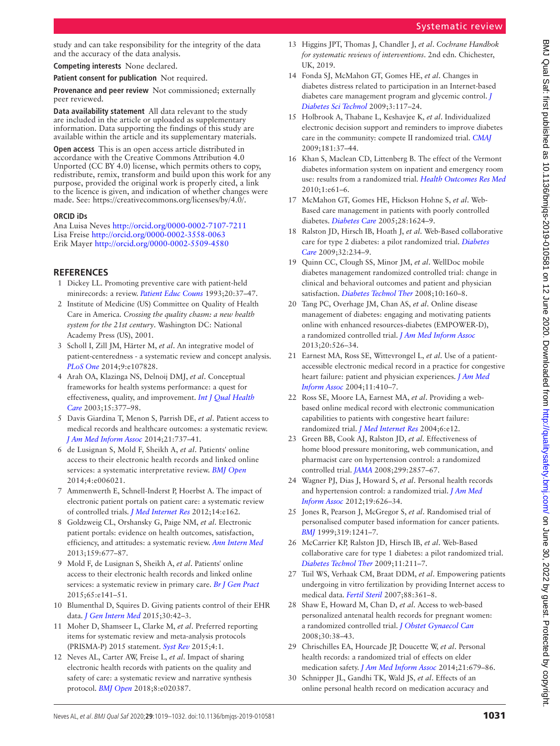study and can take responsibility for the integrity of the data and the accuracy of the data analysis.

**Competing interests** None declared.

**Patient consent for publication** Not required.

**Provenance and peer review** Not commissioned; externally peer reviewed.

**Data availability statement** All data relevant to the study are included in the article or uploaded as supplementary information. Data supporting the findings of this study are available within the article and its supplementary materials.

**Open access** This is an open access article distributed in accordance with the Creative Commons Attribution 4.0 Unported (CC BY 4.0) license, which permits others to copy, redistribute, remix, transform and build upon this work for any purpose, provided the original work is properly cited, a link to the licence is given, and indication of whether changes were made. See: https://creativecommons.org/licenses/by/4.0/.

**ORCID iDs**

Ana Luisa Neves http://orcid.org/0000-0002-7107-7211
Lisa Freise http://orcid.org/0000-0002-3558-0063
Erik Mayer http://orcid.org/0000-0002-5509-4580

## REFERENCES

1. Dickey LL. Promoting preventive care with patient-held minirecords: a review. *Patient Educ Couns* 1993;20:37–47.
2. Institute of Medicine (US) Committee on Quality of Health Care in America. *Crossing the quality chasm: a new health system for the 21st century*. Washington DC: National Academy Press (US), 2001.
3. Scholl I, Zill JM, Härter M, *et al*. An integrative model of patient-centeredness - a systematic review and concept analysis. *PLoS One* 2014;9:e107828.
4. Arah OA, Klazinga NS, Delnoij DMJ, *et al*. Conceptual frameworks for health systems performance: a quest for effectiveness, quality, and improvement. *Int J Qual Health Care* 2003;15:377–98.
5. Davis Giardina T, Menon S, Parrish DE, *et al*. Patient access to medical records and healthcare outcomes: a systematic review. *J Am Med Inform Assoc* 2014;21:737–41.
6. de Lusignan S, Mold F, Sheikh A, *et al*. Patients' online access to their electronic health records and linked online services: a systematic interpretative review. *BMJ Open* 2014;4:e006021.
7. Ammenwerth E, Schnell-Inderst P, Hoerbst A. The impact of electronic patient portals on patient care: a systematic review of controlled trials. *J Med Internet Res* 2012;14:e162.
8. Goldzweig CL, Orshansky G, Paige NM, *et al*. Electronic patient portals: evidence on health outcomes, satisfaction, efficiency, and attitudes: a systematic review. *Ann Intern Med* 2013;159:677–87.
9. Mold F, de Lusignan S, Sheikh A, *et al*. Patients' online access to their electronic health records and linked online services: a systematic review in primary care. *Br J Gen Pract* 2015;65:e141–51.
10. Blumenthal D, Squires D. Giving patients control of their EHR data. *J Gen Intern Med* 2015;30:42–3.
11. Moher D, Shamseer L, Clarke M, *et al*. Preferred reporting items for systematic review and meta-analysis protocols (PRISMA-P) 2015 statement. *Syst Rev* 2015;4:1.
12. Neves AL, Carter AW, Freise L, *et al*. Impact of sharing electronic health records with patients on the quality and safety of care: a systematic review and narrative synthesis protocol. *BMJ Open* 2018;8:e020387.
13. Higgins JPT, Thomas J, Chandler J, *et al*. *Cochrane Handbook for systematic reviews of interventions*. 2nd edn. Chichester, UK, 2019.
14. Fonda SJ, McMahon GT, Gomes HE, *et al*. Changes in diabetes distress related to participation in an Internet-based diabetes care management program and glycemic control. *J Diabetes Sci Technol* 2009;3:117–24.
15. Holbrook A, Thabane L, Keshavjee K, *et al*. Individualized electronic decision support and reminders to improve diabetes care in the community: compete II randomized trial. *CMAJ* 2009;181:37–44.
16. Khan S, Maclean CD, Littenberg B. The effect of the Vermont diabetes information system on inpatient and emergency room use: results from a randomized trial. *Health Outcomes Res Med* 2010;1:e61–6.
17. McMahon GT, Gomes HE, Hickson Hohne S, *et al*. Web-Based care management in patients with poorly controlled diabetes. *Diabetes Care* 2005;28:1624–9.
18. Ralston JD, Hirsch IB, Hoath J, *et al*. Web-Based collaborative care for type 2 diabetes: a pilot randomized trial. *Diabetes Care* 2009;32:234–9.
19. Quinn CC, Clough SS, Minor JM, *et al*. WellDoc mobile diabetes management randomized controlled trial: change in clinical and behavioral outcomes and patient and physician satisfaction. *Diabetes Technol Ther* 2008;10:160–8.
20. Tang PC, Overhage JM, Chan AS, *et al*. Online disease management of diabetes: engaging and motivating patients online with enhanced resources-diabetes (EMPOWER-D), a randomized controlled trial. *J Am Med Inform Assoc* 2013;20:526–34.
21. Earnest MA, Ross SE, Wittevrongel L, *et al*. Use of a patient-accessible electronic medical record in a practice for congestive heart failure: patient and physician experiences. *J Am Med Inform Assoc* 2004;11:410–7.
22. Ross SE, Moore LA, Earnest MA, *et al*. Providing a web-based online medical record with electronic communication capabilities to patients with congestive heart failure: randomized trial. *J Med Internet Res* 2004;6:e12.
23. Green BB, Cook AJ, Ralston JD, *et al*. Effectiveness of home blood pressure monitoring, web communication, and pharmacist care on hypertension control: a randomized controlled trial. *JAMA* 2008;299:2857–67.
24. Wagner PJ, Dias J, Howard S, *et al*. Personal health records and hypertension control: a randomized trial. *J Am Med Inform Assoc* 2012;19:626–34.
25. Jones R, Pearson J, McGregor S, *et al*. Randomised trial of personalised computer based information for cancer patients. *BMJ* 1999;319:1241–7.
26. McCarrier KP, Ralston JD, Hirsch IB, *et al*. Web-Based collaborative care for type 1 diabetes: a pilot randomized trial. *Diabetes Technol Ther* 2009;11:211–7.
27. Tuil WS, Verhaak CM, Braat DDM, *et al*. Empowering patients undergoing in vitro fertilization by providing Internet access to medical data. *Fertil Steril* 2007;88:361–8.
28. Shaw E, Howard M, Chan D, *et al*. Access to web-based personalized antenatal health records for pregnant women: a randomized controlled trial. *J Obstet Gynaecol Can* 2008;30:38–43.
29. Chrischilles EA, Hourcade JP, Doucette W, *et al*. Personal health records: a randomized trial of effects on elder medication safety. *J Am Med Inform Assoc* 2014;21:679–86.
30. Schnipper JL, Gandhi TK, Wald JS, *et al*. Effects of an online personal health record on medication accuracy and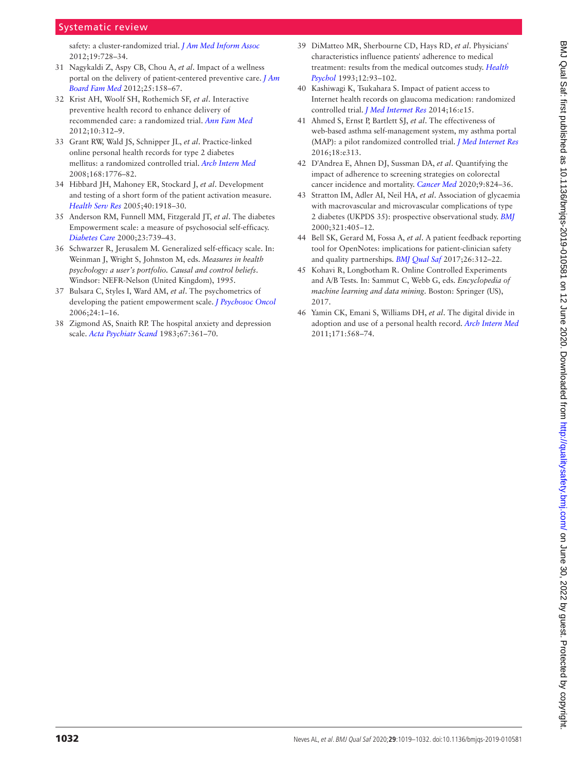safety: a cluster-randomized trial. *J Am Med Inform Assoc* 2012;19:728–34.

31 Nagykaldi Z, Aspy CB, Chou A, *et al*. Impact of a wellness portal on the delivery of patient-centered preventive care. *J Am Board Fam Med* 2012;25:158–67.

32 Krist AH, Woolf SH, Rothemich SF, *et al*. Interactive preventive health record to enhance delivery of recommended care: a randomized trial. *Ann Fam Med* 2012;10:312–9.

33 Grant RW, Wald JS, Schnipper JL, *et al*. Practice-linked online personal health records for type 2 diabetes mellitus: a randomized controlled trial. *Arch Intern Med* 2008;168:1776–82.

34 Hibbard JH, Mahoney ER, Stockard J, *et al*. Development and testing of a short form of the patient activation measure. *Health Serv Res* 2005;40:1918–30.

35 Anderson RM, Funnell MM, Fitzgerald JT, *et al*. The diabetes Empowerment scale: a measure of psychosocial self-efficacy. *Diabetes Care* 2000;23:739–43.

36 Schwarzer R, Jerusalem M. Generalized self-efficacy scale. In: Weinman J, Wright S, Johnston M, eds. *Measures in health psychology: a user's portfolio. Causal and control beliefs*. Windsor: NEFR-Nelson (United Kingdom), 1995.

37 Bulsara C, Styles I, Ward AM, *et al*. The psychometrics of developing the patient empowerment scale. *J Psychosoc Oncol* 2006;24:1–16.

38 Zigmond AS, Snaith RP. The hospital anxiety and depression scale. *Acta Psychiatr Scand* 1983;67:361–70.

39 DiMatteo MR, Sherbourne CD, Hays RD, *et al*. Physicians' characteristics influence patients' adherence to medical treatment: results from the medical outcomes study. *Health Psychol* 1993;12:93–102.

40 Kashiwagi K, Tsukahara S. Impact of patient access to Internet health records on glaucoma medication: randomized controlled trial. *J Med Internet Res* 2014;16:e15.

41 Ahmed S, Ernst P, Bartlett SJ, *et al*. The effectiveness of web-based asthma self-management system, my asthma portal (MAP): a pilot randomized controlled trial. *J Med Internet Res* 2016;18:e313.

42 D'Andrea E, Ahnen DJ, Sussman DA, *et al*. Quantifying the impact of adherence to screening strategies on colorectal cancer incidence and mortality. *Cancer Med* 2020;9:824–36.

43 Stratton IM, Adler AI, Neil HA, *et al*. Association of glycaemia with macrovascular and microvascular complications of type 2 diabetes (UKPDS 35): prospective observational study. *BMJ* 2000;321:405–12.

44 Bell SK, Gerard M, Fossa A, *et al*. A patient feedback reporting tool for OpenNotes: implications for patient-clinician safety and quality partnerships. *BMJ Qual Saf* 2017;26:312–22.

45 Kohavi R, Longbotham R. Online Controlled Experiments and A/B Tests. In: Sammut C, Webb G, eds. *Encyclopedia of machine learning and data mining*. Boston: Springer (US), 2017.

46 Yamin CK, Emani S, Williams DH, *et al*. The digital divide in adoption and use of a personal health record. *Arch Intern Med* 2011;171:568–74.